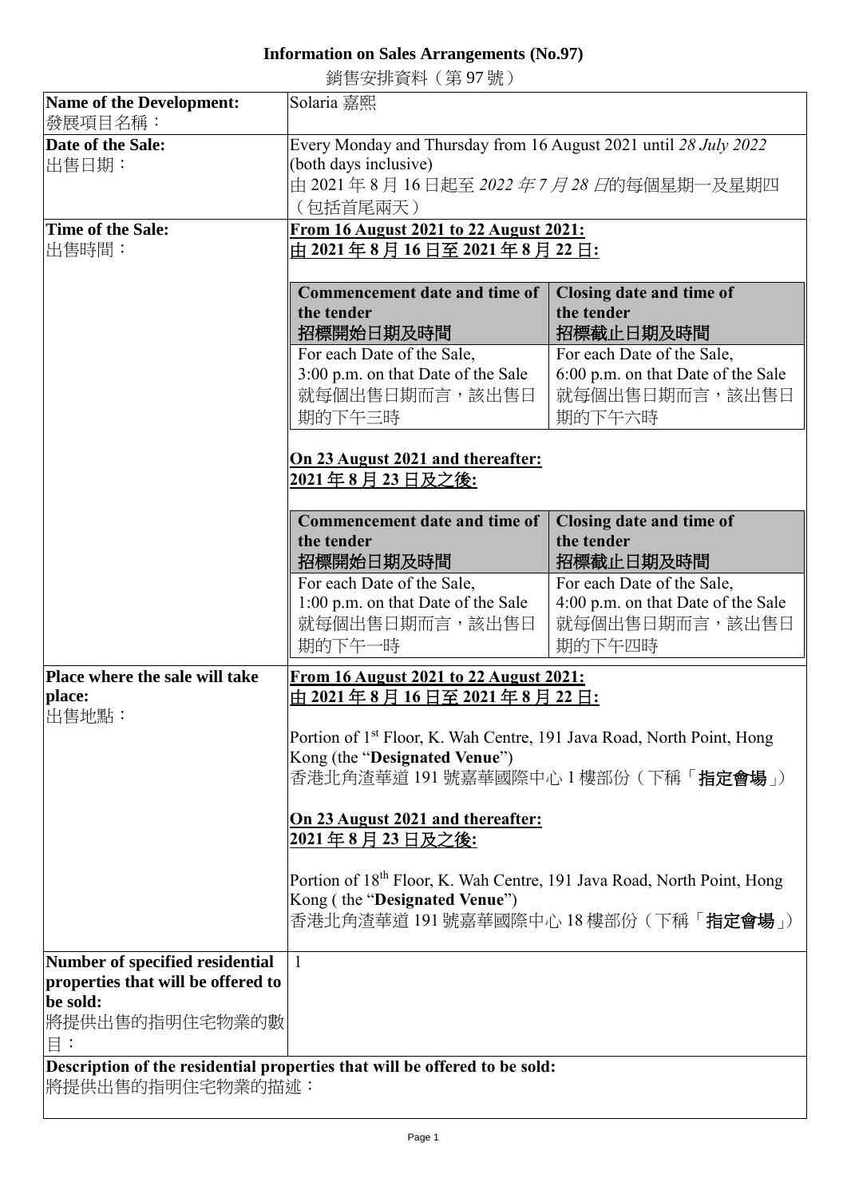# Information on Sales Arrangements (No.97)

銷售安排資料（第 97 號）

| **Name of the Development:**<br>發展項目名稱： | Solaria 嘉熙 |
|---|---|
| **Date of the Sale:**<br>出售日期： | Every Monday and Thursday from 16 August 2021 until *28 July 2022* (both days inclusive)<br>由 2021 年 8 月 16 日起至 *2022 年 7 月 28 日*的每個星期一及星期四（包括首尾兩天） |
| **Time of the Sale:**<br>出售時間： | **<u>From 16 August 2021 to 22 August 2021:</u>**<br>**<u>由 2021 年 8 月 16 日至 2021 年 8 月 22 日:</u>**<br><br>**Commencement date and time of the tender 招標開始日期及時間:** For each Date of the Sale, 3:00 p.m. on that Date of the Sale 就每個出售日期而言，該出售日期的下午三時<br>**Closing date and time of the tender 招標截止日期及時間:** For each Date of the Sale, 6:00 p.m. on that Date of the Sale 就每個出售日期而言，該出售日期的下午六時<br><br>**<u>On 23 August 2021 and thereafter:</u>**<br>**<u>2021 年 8 月 23 日及之後:</u>**<br><br>**Commencement date and time of the tender 招標開始日期及時間:** For each Date of the Sale, 1:00 p.m. on that Date of the Sale 就每個出售日期而言，該出售日期的下午一時<br>**Closing date and time of the tender 招標截止日期及時間:** For each Date of the Sale, 4:00 p.m. on that Date of the Sale 就每個出售日期而言，該出售日期的下午四時 |
| **Place where the sale will take place:**<br>出售地點： | **<u>From 16 August 2021 to 22 August 2021:</u>**<br>**<u>由 2021 年 8 月 16 日至 2021 年 8 月 22 日:</u>**<br><br>Portion of 1st Floor, K. Wah Centre, 191 Java Road, North Point, Hong Kong (the "**Designated Venue**")<br>香港北角渣華道 191 號嘉華國際中心 1 樓部份（下稱「**指定會場**」）<br><br>**<u>On 23 August 2021 and thereafter:</u>**<br>**<u>2021 年 8 月 23 日及之後:</u>**<br><br>Portion of 18th Floor, K. Wah Centre, 191 Java Road, North Point, Hong Kong ( the "**Designated Venue**")<br>香港北角渣華道 191 號嘉華國際中心 18 樓部份（下稱「**指定會場**」） |
| **Number of specified residential properties that will be offered to be sold:**<br>將提供出售的指明住宅物業的數目： | 1 |

**Description of the residential properties that will be offered to be sold:**
將提供出售的指明住宅物業的描述：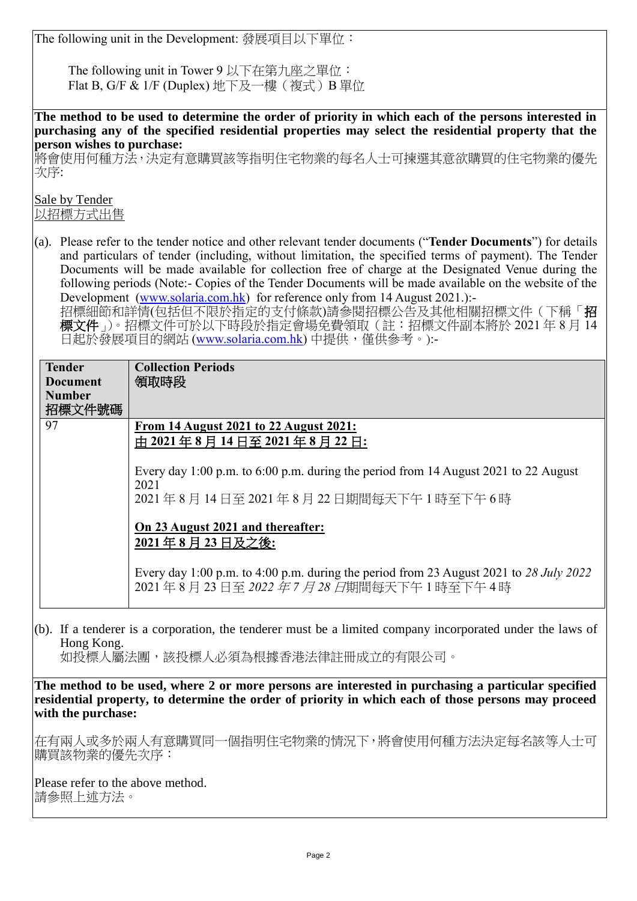The following unit in the Development: 發展項目以下單位：

The following unit in Tower 9 以下在第九座之單位：
Flat B, G/F & 1/F (Duplex) 地下及一樓（複式）B 單位

**The method to be used to determine the order of priority in which each of the persons interested in purchasing any of the specified residential properties may select the residential property that the person wishes to purchase:**
將會使用何種方法，決定有意購買該等指明住宅物業的每名人士可揀選其意欲購買的住宅物業的優先次序:

Sale by Tender
以招標方式出售

(a). Please refer to the tender notice and other relevant tender documents ("**Tender Documents**") for details and particulars of tender (including, without limitation, the specified terms of payment). The Tender Documents will be made available for collection free of charge at the Designated Venue during the following periods (Note:- Copies of the Tender Documents will be made available on the website of the Development (www.solaria.com.hk) for reference only from 14 August 2021.):-
招標細節和詳情(包括但不限於指定的支付條款)請參閱招標公告及其他相關招標文件（下稱「**招標文件**」)。招標文件可於以下時段於指定會場免費領取（註：招標文件副本將於 2021 年 8 月 14 日起於發展項目的網站 (www.solaria.com.hk) 中提供，僅供參考。):-

| **Tender Document Number 招標文件號碼** | **Collection Periods 領取時段** |
|---|---|
| 97 | **From 14 August 2021 to 22 August 2021:** **由 2021 年 8 月 14 日至 2021 年 8 月 22 日:** Every day 1:00 p.m. to 6:00 p.m. during the period from 14 August 2021 to 22 August 2021 2021 年 8 月 14 日至 2021 年 8 月 22 日期間每天下午 1 時至下午 6 時 **On 23 August 2021 and thereafter:** **2021 年 8 月 23 日及之後:** Every day 1:00 p.m. to 4:00 p.m. during the period from 23 August 2021 to *28 July 2022* 2021 年 8 月 23 日至 *2022 年 7 月 28 日*期間每天下午 1 時至下午 4 時 |

(b). If a tenderer is a corporation, the tenderer must be a limited company incorporated under the laws of Hong Kong.
如投標人屬法團，該投標人必須為根據香港法律註冊成立的有限公司。

**The method to be used, where 2 or more persons are interested in purchasing a particular specified residential property, to determine the order of priority in which each of those persons may proceed with the purchase:**

在有兩人或多於兩人有意購買同一個指明住宅物業的情況下，將會使用何種方法決定每名該等人士可購買該物業的優先次序：

Please refer to the above method.
請參照上述方法。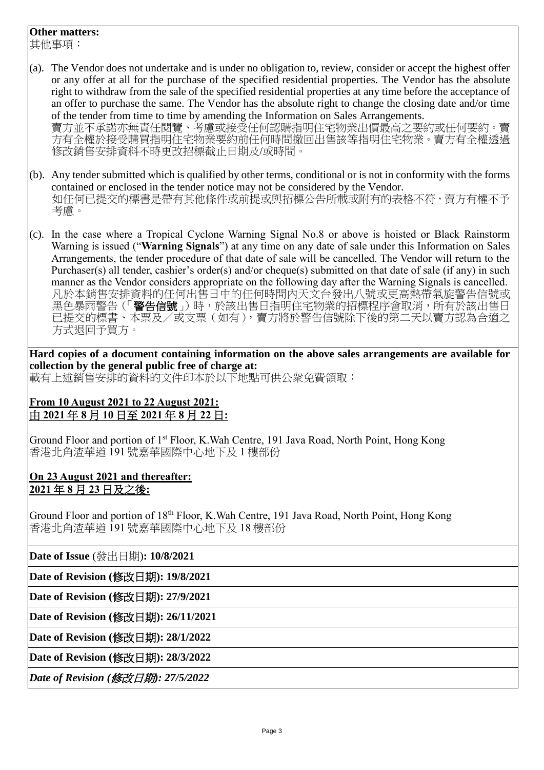**Other matters:**
其他事項：

(a). The Vendor does not undertake and is under no obligation to, review, consider or accept the highest offer or any offer at all for the purchase of the specified residential properties. The Vendor has the absolute right to withdraw from the sale of the specified residential properties at any time before the acceptance of an offer to purchase the same. The Vendor has the absolute right to change the closing date and/or time of the tender from time to time by amending the Information on Sales Arrangements.
賣方並不承諾亦無責任閱覽、考慮或接受任何認購指明住宅物業出價最高之要約或任何要約。賣方有全權於接受購買指明住宅物業要約前任何時間撤回出售該等指明住宅物業。賣方有全權透過修改銷售安排資料不時更改招標截止日期及/或時間。

(b). Any tender submitted which is qualified by other terms, conditional or is not in conformity with the forms contained or enclosed in the tender notice may not be considered by the Vendor.
如任何已提交的標書是帶有其他條件或前提或與招標公告所載或附有的表格不符，賣方有權不予考慮。

(c). In the case where a Tropical Cyclone Warning Signal No.8 or above is hoisted or Black Rainstorm Warning is issued ("**Warning Signals**") at any time on any date of sale under this Information on Sales Arrangements, the tender procedure of that date of sale will be cancelled. The Vendor will return to the Purchaser(s) all tender, cashier's order(s) and/or cheque(s) submitted on that date of sale (if any) in such manner as the Vendor considers appropriate on the following day after the Warning Signals is cancelled.
凡於本銷售安排資料的任何出售日中的任何時間內天文台發出八號或更高熱帶氣旋警告信號或黑色暴雨警告（「**警告信號**」）時，於該出售日指明住宅物業的招標程序會取消，所有於該出售日已提交的標書、本票及／或支票（如有），賣方將於警告信號除下後的第二天以賣方認為合適之方式退回予買方。

**Hard copies of a document containing information on the above sales arrangements are available for collection by the general public free of charge at:**
載有上述銷售安排的資料的文件印本於以下地點可供公眾免費領取：

**From 10 August 2021 to 22 August 2021:**
**由 2021 年 8 月 10 日至 2021 年 8 月 22 日:**

Ground Floor and portion of 1st Floor, K.Wah Centre, 191 Java Road, North Point, Hong Kong
香港北角渣華道 191 號嘉華國際中心地下及 1 樓部份

**On 23 August 2021 and thereafter:**
**2021 年 8 月 23 日及之後:**

Ground Floor and portion of 18th Floor, K.Wah Centre, 191 Java Road, North Point, Hong Kong
香港北角渣華道 191 號嘉華國際中心地下及 18 樓部份

**Date of Issue** (發出日期)**: 10/8/2021**

**Date of Revision (修改日期): 19/8/2021**

**Date of Revision (修改日期): 27/9/2021**

**Date of Revision (修改日期): 26/11/2021**

**Date of Revision (修改日期): 28/1/2022**

**Date of Revision (修改日期): 28/3/2022**

***Date of Revision (修改日期): 27/5/2022***